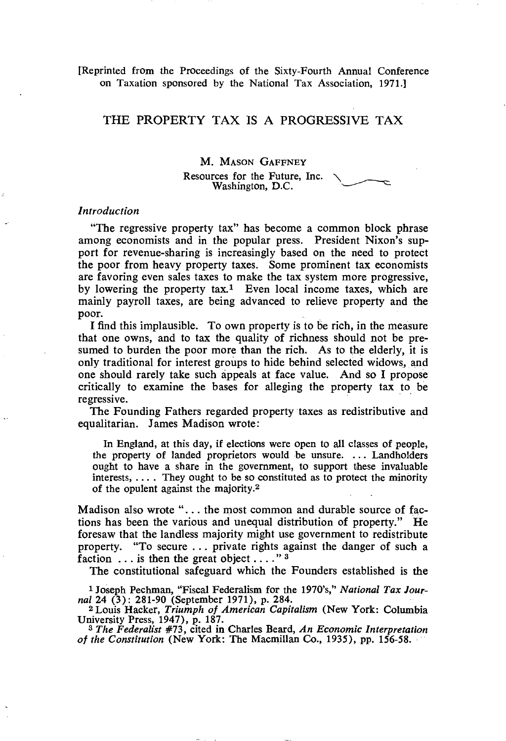[Reprinted from the Proceedings of the Sixty-Fourth Annual Conference on Taxation sponsored by the National Tax Association, 1971.]

# THE PROPERTY TAX IS A PROGRESSIVE TAX

M. MASON GAFFNEY

Resources for the Future, Inc.
Washington, D.C.

### *Introduction*

"The regressive property tax" has become a common block phrase among economists and in the popular press. President Nixon's support for revenue-sharing is increasingly based on the need to protect the poor from heavy property taxes. Some prominent tax economists are favoring even sales taxes to make the tax system more progressive, by lowering the property tax.[1] Even local income taxes, which are mainly payroll taxes, are being advanced to relieve property and the poor.

I find this implausible. To own property is to be rich, in the measure that one owns, and to tax the quality of richness should not be presumed to burden the poor more than the rich. As to the elderly, it is only traditional for interest groups to hide behind selected widows, and one should rarely take such appeals at face value. And so I propose critically to examine the bases for alleging the property tax to be regressive.

The Founding Fathers regarded property taxes as redistributive and equalitarian. James Madison wrote:

> In England, at this day, if elections were open to all classes of people, the property of landed proprietors would be unsure. ... Landholders ought to have a share in the government, to support these invaluable interests, .... They ought to be so constituted as to protect the minority of the opulent against the majority.[2]

Madison also wrote "... the most common and durable source of factions has been the various and unequal distribution of property." He foresaw that the landless majority might use government to redistribute property. "To secure ... private rights against the danger of such a faction ... is then the great object ...."[3]

The constitutional safeguard which the Founders established is the

[1] Joseph Pechman, "Fiscal Federalism for the 1970's," *National Tax Journal* 24 (3): 281-90 (September 1971), p. 284.

[2] Louis Hacker, *Triumph of American Capitalism* (New York: Columbia University Press, 1947), p. 187.

[3] *The Federalist* #73, cited in Charles Beard, *An Economic Interpretation of the Constitution* (New York: The Macmillan Co., 1935), pp. 156-58.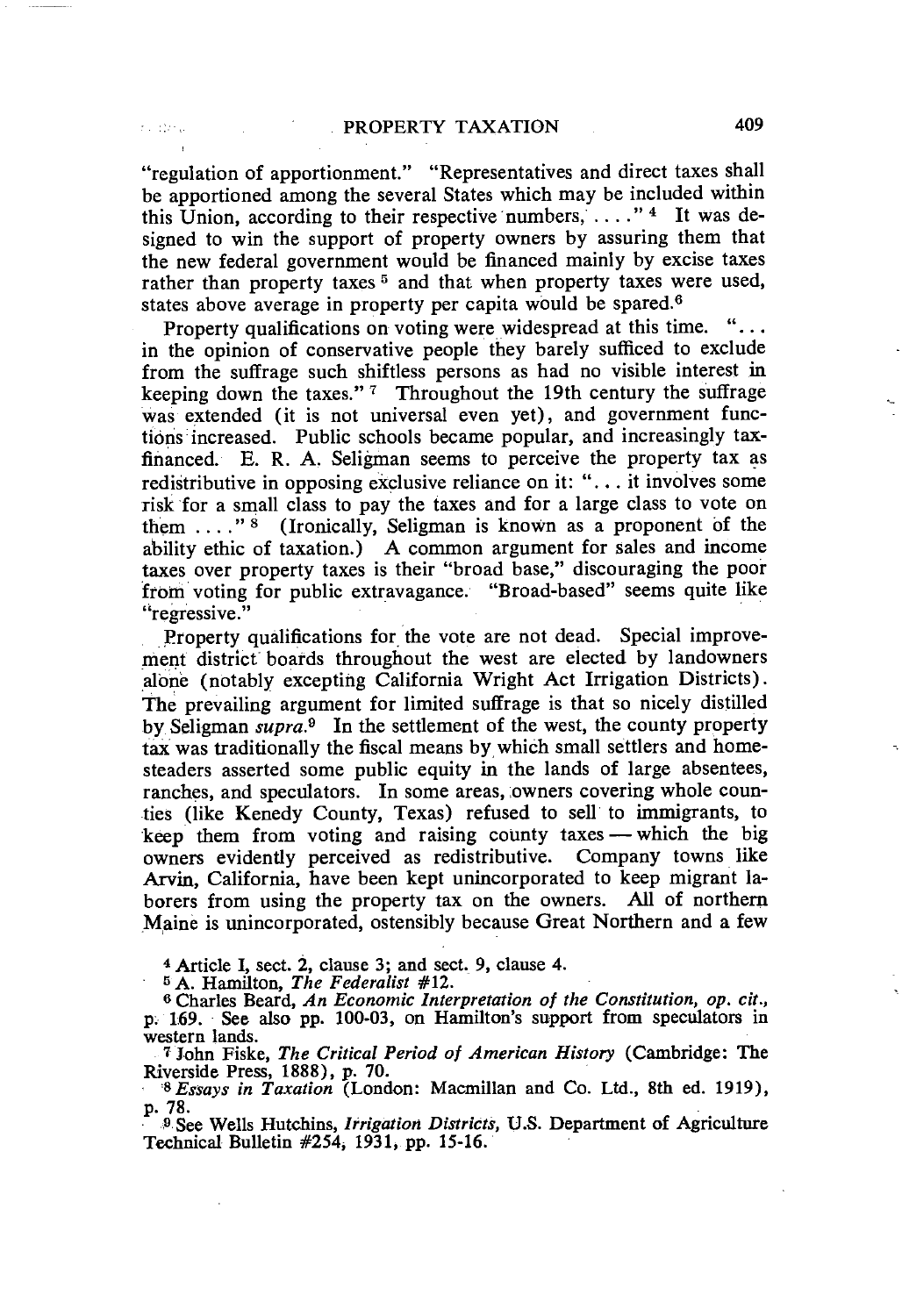"regulation of apportionment." "Representatives and direct taxes shall be apportioned among the several States which may be included within this Union, according to their respective numbers, . . . ."[4] It was designed to win the support of property owners by assuring them that the new federal government would be financed mainly by excise taxes rather than property taxes[5] and that when property taxes were used, states above average in property per capita would be spared.[6]

Property qualifications on voting were widespread at this time. ". . . in the opinion of conservative people they barely sufficed to exclude from the suffrage such shiftless persons as had no visible interest in keeping down the taxes."[7] Throughout the 19th century the suffrage was extended (it is not universal even yet), and government functions increased. Public schools became popular, and increasingly tax-financed. E. R. A. Seligman seems to perceive the property tax as redistributive in opposing exclusive reliance on it: ". . . it involves some risk for a small class to pay the taxes and for a large class to vote on them . . . ."[8] (Ironically, Seligman is known as a proponent of the ability ethic of taxation.) A common argument for sales and income taxes over property taxes is their "broad base," discouraging the poor from voting for public extravagance. "Broad-based" seems quite like "regressive."

Property qualifications for the vote are not dead. Special improvement district boards throughout the west are elected by landowners alone (notably excepting California Wright Act Irrigation Districts). The prevailing argument for limited suffrage is that so nicely distilled by Seligman *supra.*[9] In the settlement of the west, the county property tax was traditionally the fiscal means by which small settlers and homesteaders asserted some public equity in the lands of large absentees, ranches, and speculators. In some areas, owners covering whole counties (like Kenedy County, Texas) refused to sell to immigrants, to keep them from voting and raising county taxes — which the big owners evidently perceived as redistributive. Company towns like Arvin, California, have been kept unincorporated to keep migrant laborers from using the property tax on the owners. All of northern Maine is unincorporated, ostensibly because Great Northern and a few

---

[4] Article I, sect. 2, clause 3; and sect. 9, clause 4.

[5] A. Hamilton, *The Federalist* #12.

[6] Charles Beard, *An Economic Interpretation of the Constitution, op. cit.*, p. 169. See also pp. 100-03, on Hamilton's support from speculators in western lands.

[7] John Fiske, *The Critical Period of American History* (Cambridge: The Riverside Press, 1888), p. 70.

[8] *Essays in Taxation* (London: Macmillan and Co. Ltd., 8th ed. 1919), p. 78.

[9] See Wells Hutchins, *Irrigation Districts*, U.S. Department of Agriculture Technical Bulletin #254, 1931, pp. 15-16.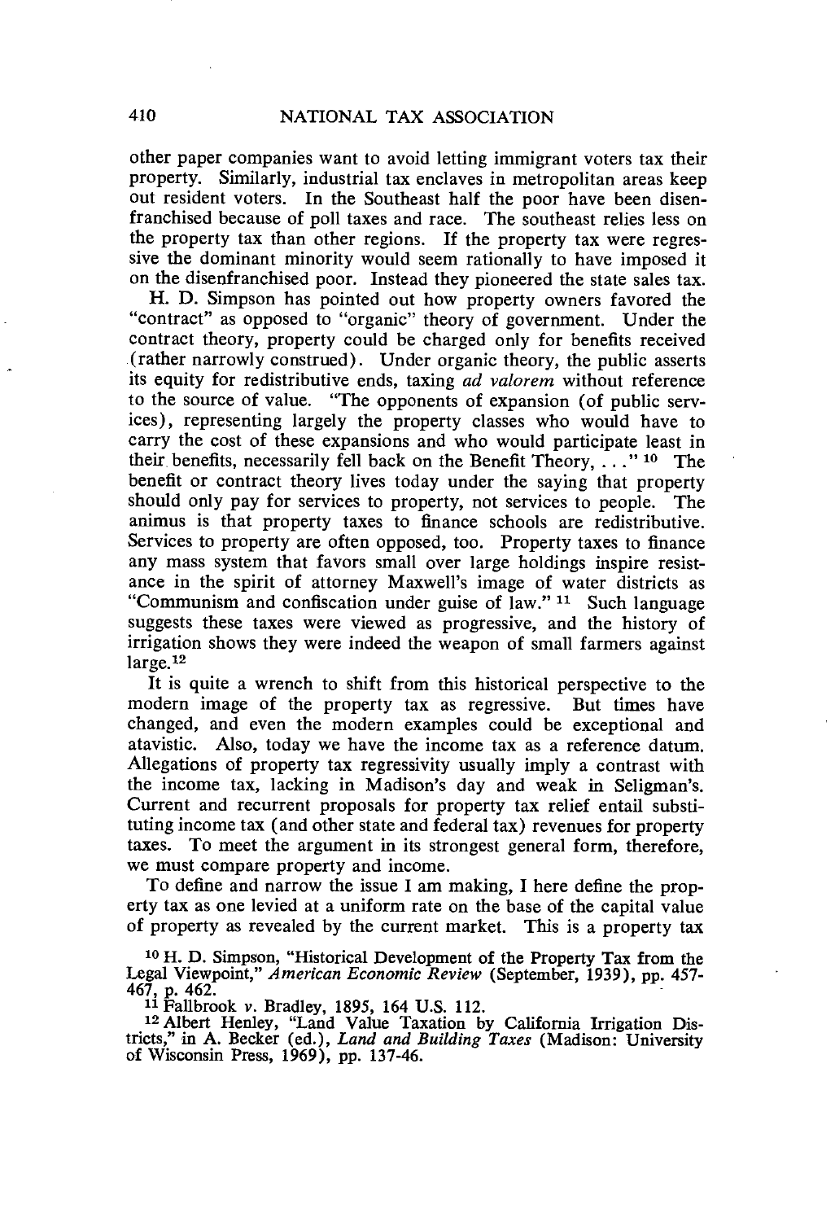other paper companies want to avoid letting immigrant voters tax their property. Similarly, industrial tax enclaves in metropolitan areas keep out resident voters. In the Southeast half the poor have been disenfranchised because of poll taxes and race. The southeast relies less on the property tax than other regions. If the property tax were regressive the dominant minority would seem rationally to have imposed it on the disenfranchised poor. Instead they pioneered the state sales tax.

H. D. Simpson has pointed out how property owners favored the "contract" as opposed to "organic" theory of government. Under the contract theory, property could be charged only for benefits received (rather narrowly construed). Under organic theory, the public asserts its equity for redistributive ends, taxing *ad valorem* without reference to the source of value. "The opponents of expansion (of public services), representing largely the property classes who would have to carry the cost of these expansions and who would participate least in their benefits, necessarily fell back on the Benefit Theory, . . ." [10] The benefit or contract theory lives today under the saying that property should only pay for services to property, not services to people. The animus is that property taxes to finance schools are redistributive. Services to property are often opposed, too. Property taxes to finance any mass system that favors small over large holdings inspire resistance in the spirit of attorney Maxwell's image of water districts as "Communism and confiscation under guise of law." [11] Such language suggests these taxes were viewed as progressive, and the history of irrigation shows they were indeed the weapon of small farmers against large.[12]

It is quite a wrench to shift from this historical perspective to the modern image of the property tax as regressive. But times have changed, and even the modern examples could be exceptional and atavistic. Also, today we have the income tax as a reference datum. Allegations of property tax regressivity usually imply a contrast with the income tax, lacking in Madison's day and weak in Seligman's. Current and recurrent proposals for property tax relief entail substituting income tax (and other state and federal tax) revenues for property taxes. To meet the argument in its strongest general form, therefore, we must compare property and income.

To define and narrow the issue I am making, I here define the property tax as one levied at a uniform rate on the base of the capital value of property as revealed by the current market. This is a property tax

[10] H. D. Simpson, "Historical Development of the Property Tax from the Legal Viewpoint," *American Economic Review* (September, 1939), pp. 457-467, p. 462.

[11] Fallbrook *v.* Bradley, 1895, 164 U.S. 112.

[12] Albert Henley, "Land Value Taxation by California Irrigation Districts," in A. Becker (ed.), *Land and Building Taxes* (Madison: University of Wisconsin Press, 1969), pp. 137-46.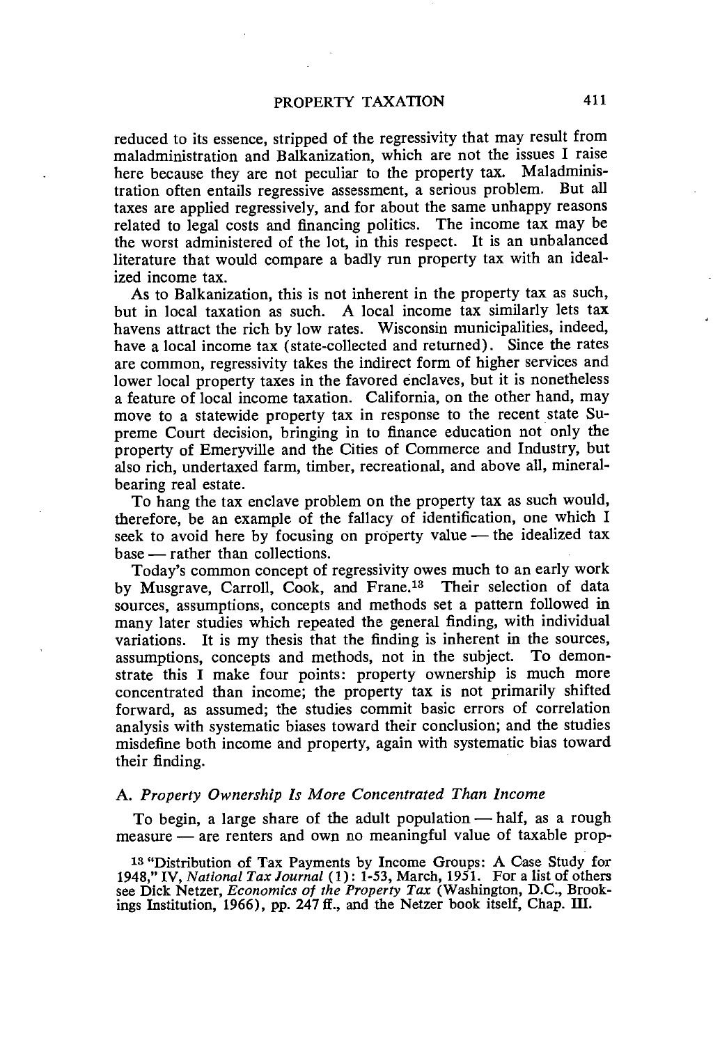reduced to its essence, stripped of the regressivity that may result from maladministration and Balkanization, which are not the issues I raise here because they are not peculiar to the property tax. Maladministration often entails regressive assessment, a serious problem. But all taxes are applied regressively, and for about the same unhappy reasons related to legal costs and financing politics. The income tax may be the worst administered of the lot, in this respect. It is an unbalanced literature that would compare a badly run property tax with an idealized income tax.

As to Balkanization, this is not inherent in the property tax as such, but in local taxation as such. A local income tax similarly lets tax havens attract the rich by low rates. Wisconsin municipalities, indeed, have a local income tax (state-collected and returned). Since the rates are common, regressivity takes the indirect form of higher services and lower local property taxes in the favored enclaves, but it is nonetheless a feature of local income taxation. California, on the other hand, may move to a statewide property tax in response to the recent state Supreme Court decision, bringing in to finance education not only the property of Emeryville and the Cities of Commerce and Industry, but also rich, undertaxed farm, timber, recreational, and above all, mineral-bearing real estate.

To hang the tax enclave problem on the property tax as such would, therefore, be an example of the fallacy of identification, one which I seek to avoid here by focusing on property value — the idealized tax base — rather than collections.

Today's common concept of regressivity owes much to an early work by Musgrave, Carroll, Cook, and Frane.[13] Their selection of data sources, assumptions, concepts and methods set a pattern followed in many later studies which repeated the general finding, with individual variations. It is my thesis that the finding is inherent in the sources, assumptions, concepts and methods, not in the subject. To demonstrate this I make four points: property ownership is much more concentrated than income; the property tax is not primarily shifted forward, as assumed; the studies commit basic errors of correlation analysis with systematic biases toward their conclusion; and the studies misdefine both income and property, again with systematic bias toward their finding.

### A. *Property Ownership Is More Concentrated Than Income*

To begin, a large share of the adult population — half, as a rough measure — are renters and own no meaningful value of taxable prop-

[13] "Distribution of Tax Payments by Income Groups: A Case Study for 1948," IV, *National Tax Journal* (1): 1-53, March, 1951. For a list of others see Dick Netzer, *Economics of the Property Tax* (Washington, D.C., Brookings Institution, 1966), pp. 247 ff., and the Netzer book itself, Chap. III.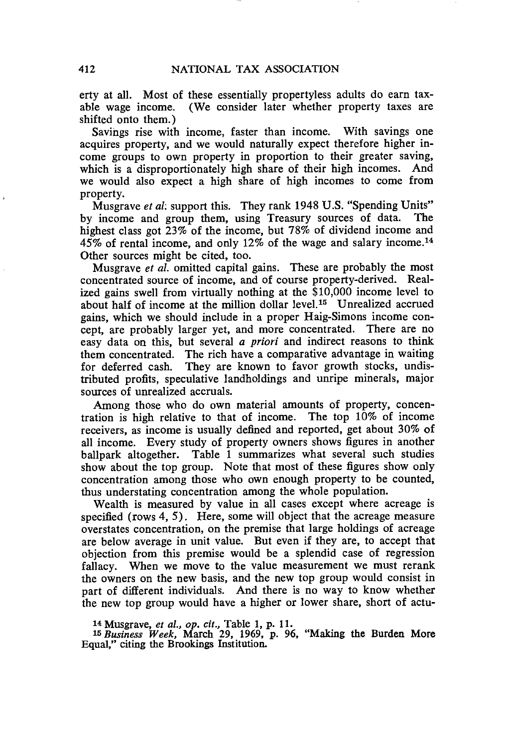erty at all. Most of these essentially propertyless adults do earn taxable wage income. (We consider later whether property taxes are shifted onto them.)

Savings rise with income, faster than income. With savings one acquires property, and we would naturally expect therefore higher income groups to own property in proportion to their greater saving, which is a disproportionately high share of their high incomes. And we would also expect a high share of high incomes to come from property.

Musgrave *et al*: support this. They rank 1948 U.S. "Spending Units" by income and group them, using Treasury sources of data. The highest class got 23% of the income, but 78% of dividend income and 45% of rental income, and only 12% of the wage and salary income.[14] Other sources might be cited, too.

Musgrave *et al.* omitted capital gains. These are probably the most concentrated source of income, and of course property-derived. Realized gains swell from virtually nothing at the $10,000 income level to about half of income at the million dollar level.[15] Unrealized accrued gains, which we should include in a proper Haig-Simons income concept, are probably larger yet, and more concentrated. There are no easy data on this, but several *a priori* and indirect reasons to think them concentrated. The rich have a comparative advantage in waiting for deferred cash. They are known to favor growth stocks, undistributed profits, speculative landholdings and unripe minerals, major sources of unrealized accruals.

Among those who do own material amounts of property, concentration is high relative to that of income. The top 10% of income receivers, as income is usually defined and reported, get about 30% of all income. Every study of property owners shows figures in another ballpark altogether. Table 1 summarizes what several such studies show about the top group. Note that most of these figures show only concentration among those who own enough property to be counted, thus understating concentration among the whole population.

Wealth is measured by value in all cases except where acreage is specified (rows 4, 5). Here, some will object that the acreage measure overstates concentration, on the premise that large holdings of acreage are below average in unit value. But even if they are, to accept that objection from this premise would be a splendid case of regression fallacy. When we move to the value measurement we must rerank the owners on the new basis, and the new top group would consist in part of different individuals. And there is no way to know whether the new top group would have a higher or lower share, short of actu-

[14] Musgrave, *et al., op. cit.,* Table 1, p. 11.

[15] *Business Week,* March 29, 1969, p. 96, "Making the Burden More Equal," citing the Brookings Institution.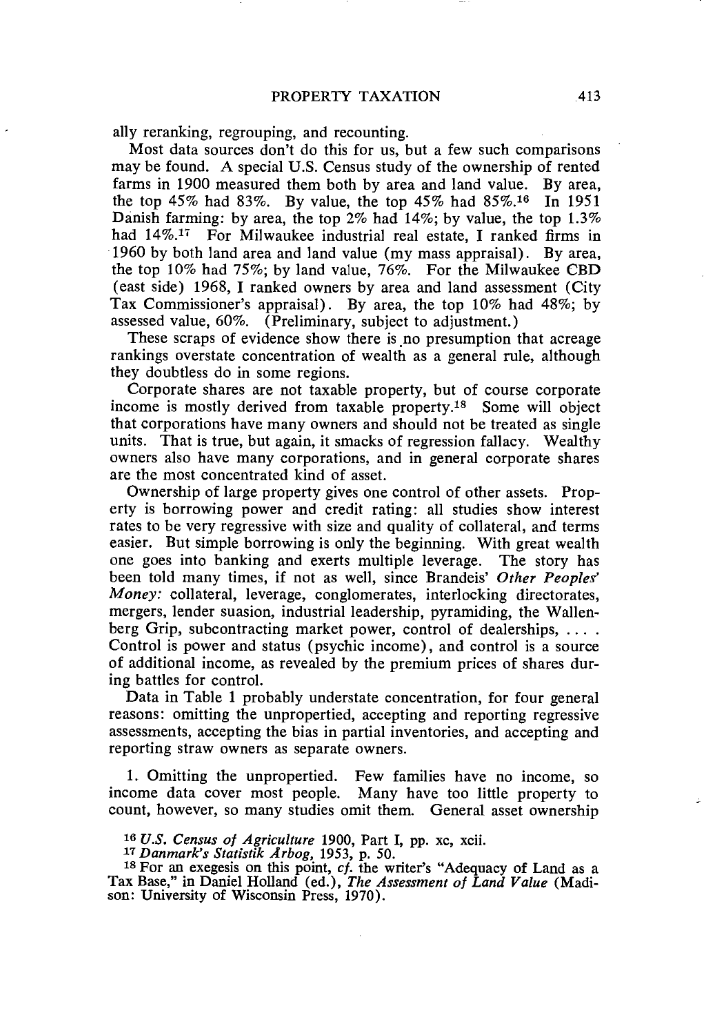ally reranking, regrouping, and recounting.

Most data sources don't do this for us, but a few such comparisons may be found. A special U.S. Census study of the ownership of rented farms in 1900 measured them both by area and land value. By area, the top 45% had 83%. By value, the top 45% had 85%.[16] In 1951 Danish farming: by area, the top 2% had 14%; by value, the top 1.3% had 14%.[17] For Milwaukee industrial real estate, I ranked firms in 1960 by both land area and land value (my mass appraisal). By area, the top 10% had 75%; by land value, 76%. For the Milwaukee CBD (east side) 1968, I ranked owners by area and land assessment (City Tax Commissioner's appraisal). By area, the top 10% had 48%; by assessed value, 60%. (Preliminary, subject to adjustment.)

These scraps of evidence show there is no presumption that acreage rankings overstate concentration of wealth as a general rule, although they doubtless do in some regions.

Corporate shares are not taxable property, but of course corporate income is mostly derived from taxable property.[18] Some will object that corporations have many owners and should not be treated as single units. That is true, but again, it smacks of regression fallacy. Wealthy owners also have many corporations, and in general corporate shares are the most concentrated kind of asset.

Ownership of large property gives one control of other assets. Property is borrowing power and credit rating: all studies show interest rates to be very regressive with size and quality of collateral, and terms easier. But simple borrowing is only the beginning. With great wealth one goes into banking and exerts multiple leverage. The story has been told many times, if not as well, since Brandeis' *Other Peoples' Money:* collateral, leverage, conglomerates, interlocking directorates, mergers, lender suasion, industrial leadership, pyramiding, the Wallenberg Grip, subcontracting market power, control of dealerships, . . . . Control is power and status (psychic income), and control is a source of additional income, as revealed by the premium prices of shares during battles for control.

Data in Table 1 probably understate concentration, for four general reasons: omitting the unpropertied, accepting and reporting regressive assessments, accepting the bias in partial inventories, and accepting and reporting straw owners as separate owners.

1. Omitting the unpropertied. Few families have no income, so income data cover most people. Many have too little property to count, however, so many studies omit them. General asset ownership

[16] *U.S. Census of Agriculture* 1900, Part I, pp. xc, xcii.

[17] *Danmark's Statistik Årbog*, 1953, p. 50.

[18] For an exegesis on this point, *cf.* the writer's "Adequacy of Land as a Tax Base," in Daniel Holland (ed.), *The Assessment of Land Value* (Madison: University of Wisconsin Press, 1970).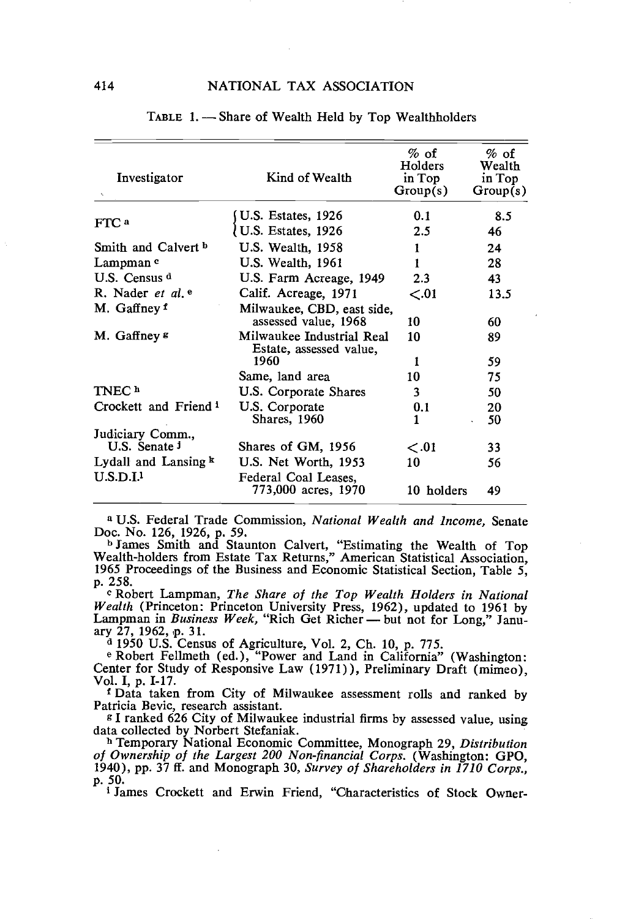TABLE 1. — Share of Wealth Held by Top Wealthholders

| Investigator | Kind of Wealth | % of Holders in Top Group(s) | % of Wealth in Top Group(s) |
|---|---|---|---|
| FTC [a] | U.S. Estates, 1926 | 0.1 | 8.5 |
| | U.S. Estates, 1926 | 2.5 | 46 |
| Smith and Calvert [b] | U.S. Wealth, 1958 | 1 | 24 |
| Lampman [c] | U.S. Wealth, 1961 | 1 | 28 |
| U.S. Census [d] | U.S. Farm Acreage, 1949 | 2.3 | 43 |
| R. Nader *et al.* [e] | Calif. Acreage, 1971 | <.01 | 13.5 |
| M. Gaffney [f] | Milwaukee, CBD, east side, assessed value, 1968 | 10 | 60 |
| M. Gaffney [g] | Milwaukee Industrial Real Estate, assessed value, 1960 | 10 | 89 |
| | | 1 | 59 |
| | Same, land area | 10 | 75 |
| TNEC [h] | U.S. Corporate Shares | 3 | 50 |
| Crockett and Friend [i] | U.S. Corporate Shares, 1960 | 0.1 | 20 |
| | | 1 | 50 |
| Judiciary Comm., U.S. Senate [j] | Shares of GM, 1956 | <.01 | 33 |
| Lydall and Lansing [k] | U.S. Net Worth, 1953 | 10 | 56 |
| U.S.D.I. [l] | Federal Coal Leases, 773,000 acres, 1970 | 10 holders | 49 |

[a] U.S. Federal Trade Commission, *National Wealth and Income,* Senate Doc. No. 126, 1926, p. 59.

[b] James Smith and Staunton Calvert, "Estimating the Wealth of Top Wealth-holders from Estate Tax Returns," American Statistical Association, 1965 Proceedings of the Business and Economic Statistical Section, Table 5, p. 258.

[c] Robert Lampman, *The Share of the Top Wealth Holders in National Wealth* (Princeton: Princeton University Press, 1962), updated to 1961 by Lampman in *Business Week,* "Rich Get Richer — but not for Long," January 27, 1962, p. 31.

[d] 1950 U.S. Census of Agriculture, Vol. 2, Ch. 10, p. 775.

[e] Robert Fellmeth (ed.), "Power and Land in California" (Washington: Center for Study of Responsive Law (1971)), Preliminary Draft (mimeo), Vol. I, p. I-17.

[f] Data taken from City of Milwaukee assessment rolls and ranked by Patricia Bevic, research assistant.

[g] I ranked 626 City of Milwaukee industrial firms by assessed value, using data collected by Norbert Stefaniak.

[h] Temporary National Economic Committee, Monograph 29, *Distribution of Ownership of the Largest 200 Non-financial Corps.* (Washington: GPO, 1940), pp. 37 ff. and Monograph 30, *Survey of Shareholders in 1710 Corps.,* p. 50.

[i] James Crockett and Erwin Friend, "Characteristics of Stock Owner-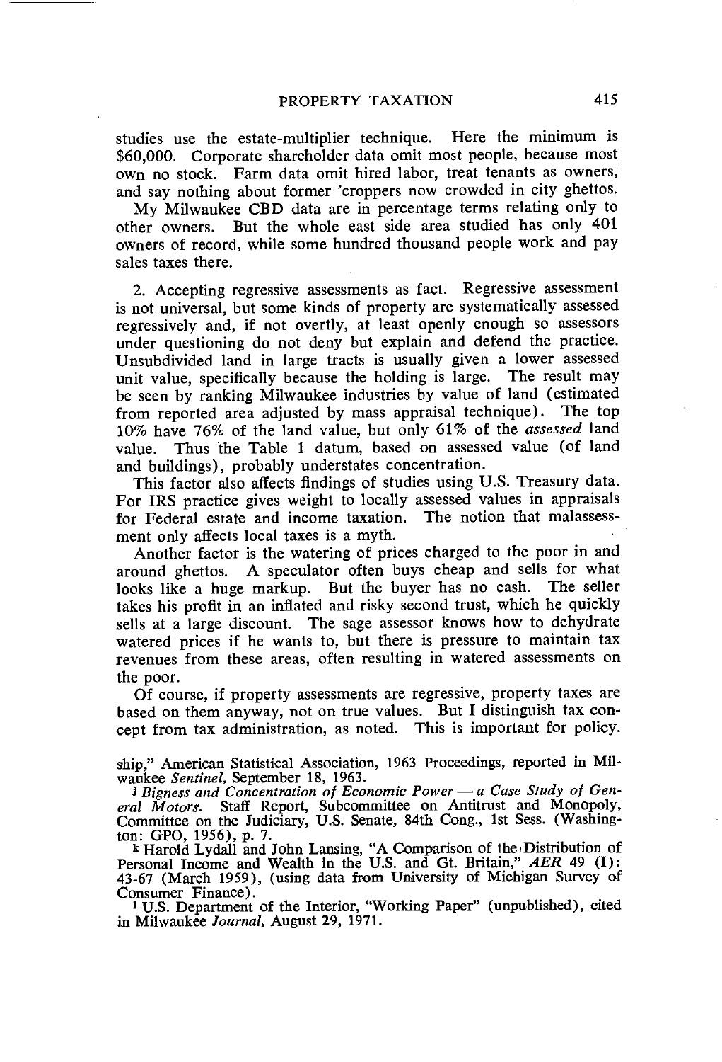studies use the estate-multiplier technique. Here the minimum is $60,000. Corporate shareholder data omit most people, because most own no stock. Farm data omit hired labor, treat tenants as owners, and say nothing about former 'croppers now crowded in city ghettos.

My Milwaukee CBD data are in percentage terms relating only to other owners. But the whole east side area studied has only 401 owners of record, while some hundred thousand people work and pay sales taxes there.

2. Accepting regressive assessments as fact. Regressive assessment is not universal, but some kinds of property are systematically assessed regressively and, if not overtly, at least openly enough so assessors under questioning do not deny but explain and defend the practice. Unsubdivided land in large tracts is usually given a lower assessed unit value, specifically because the holding is large. The result may be seen by ranking Milwaukee industries by value of land (estimated from reported area adjusted by mass appraisal technique). The top 10% have 76% of the land value, but only 61% of the *assessed* land value. Thus the Table 1 datum, based on assessed value (of land and buildings), probably understates concentration.

This factor also affects findings of studies using U.S. Treasury data. For IRS practice gives weight to locally assessed values in appraisals for Federal estate and income taxation. The notion that malassessment only affects local taxes is a myth.

Another factor is the watering of prices charged to the poor in and around ghettos. A speculator often buys cheap and sells for what looks like a huge markup. But the buyer has no cash. The seller takes his profit in an inflated and risky second trust, which he quickly sells at a large discount. The sage assessor knows how to dehydrate watered prices if he wants to, but there is pressure to maintain tax revenues from these areas, often resulting in watered assessments on the poor.

Of course, if property assessments are regressive, property taxes are based on them anyway, not on true values. But I distinguish tax concept from tax administration, as noted. This is important for policy.

ship," American Statistical Association, 1963 Proceedings, reported in Milwaukee *Sentinel*, September 18, 1963.

[j] *Bigness and Concentration of Economic Power — a Case Study of General Motors.* Staff Report, Subcommittee on Antitrust and Monopoly, Committee on the Judiciary, U.S. Senate, 84th Cong., 1st Sess. (Washington: GPO, 1956), p. 7.

[k] Harold Lydall and John Lansing, "A Comparison of the Distribution of Personal Income and Wealth in the U.S. and Gt. Britain," *AER* 49 (I): 43-67 (March 1959), (using data from University of Michigan Survey of Consumer Finance).

[l] U.S. Department of the Interior, "Working Paper" (unpublished), cited in Milwaukee *Journal*, August 29, 1971.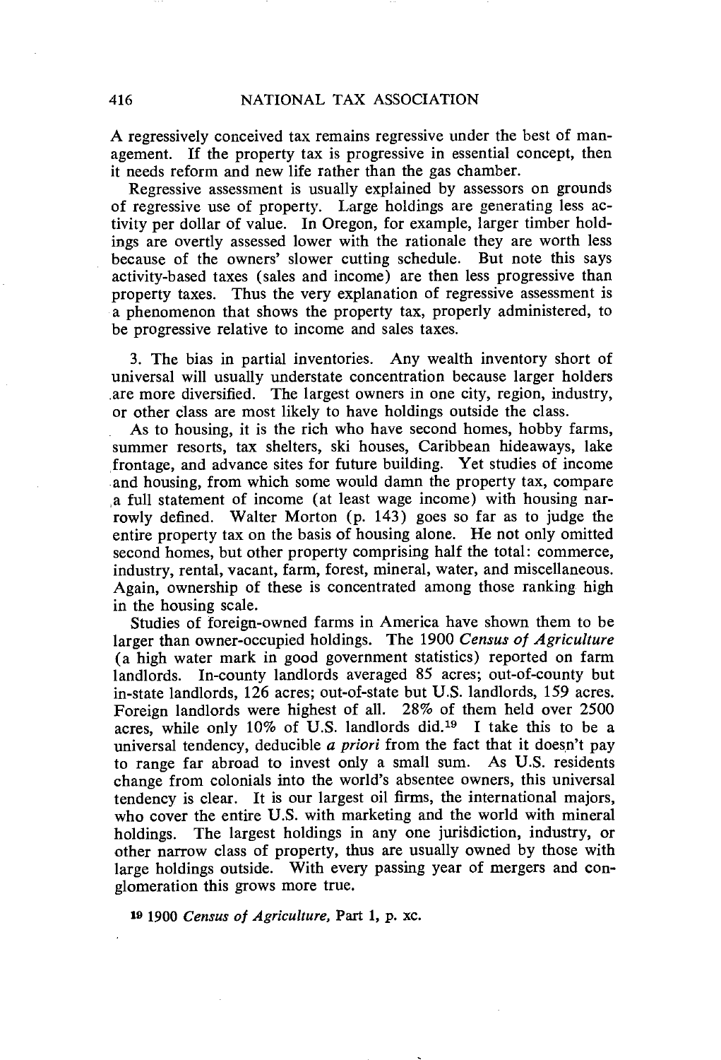A regressively conceived tax remains regressive under the best of management. If the property tax is progressive in essential concept, then it needs reform and new life rather than the gas chamber.

Regressive assessment is usually explained by assessors on grounds of regressive use of property. Large holdings are generating less activity per dollar of value. In Oregon, for example, larger timber holdings are overtly assessed lower with the rationale they are worth less because of the owners' slower cutting schedule. But note this says activity-based taxes (sales and income) are then less progressive than property taxes. Thus the very explanation of regressive assessment is a phenomenon that shows the property tax, properly administered, to be progressive relative to income and sales taxes.

3. The bias in partial inventories. Any wealth inventory short of universal will usually understate concentration because larger holders are more diversified. The largest owners in one city, region, industry, or other class are most likely to have holdings outside the class.

As to housing, it is the rich who have second homes, hobby farms, summer resorts, tax shelters, ski houses, Caribbean hideaways, lake frontage, and advance sites for future building. Yet studies of income and housing, from which some would damn the property tax, compare a full statement of income (at least wage income) with housing narrowly defined. Walter Morton (p. 143) goes so far as to judge the entire property tax on the basis of housing alone. He not only omitted second homes, but other property comprising half the total: commerce, industry, rental, vacant, farm, forest, mineral, water, and miscellaneous. Again, ownership of these is concentrated among those ranking high in the housing scale.

Studies of foreign-owned farms in America have shown them to be larger than owner-occupied holdings. The 1900 *Census of Agriculture* (a high water mark in good government statistics) reported on farm landlords. In-county landlords averaged 85 acres; out-of-county but in-state landlords, 126 acres; out-of-state but U.S. landlords, 159 acres. Foreign landlords were highest of all. 28% of them held over 2500 acres, while only 10% of U.S. landlords did.[19] I take this to be a universal tendency, deducible *a priori* from the fact that it doesn't pay to range far abroad to invest only a small sum. As U.S. residents change from colonials into the world's absentee owners, this universal tendency is clear. It is our largest oil firms, the international majors, who cover the entire U.S. with marketing and the world with mineral holdings. The largest holdings in any one jurisdiction, industry, or other narrow class of property, thus are usually owned by those with large holdings outside. With every passing year of mergers and conglomeration this grows more true.

[19] 1900 *Census of Agriculture*, Part 1, p. xc.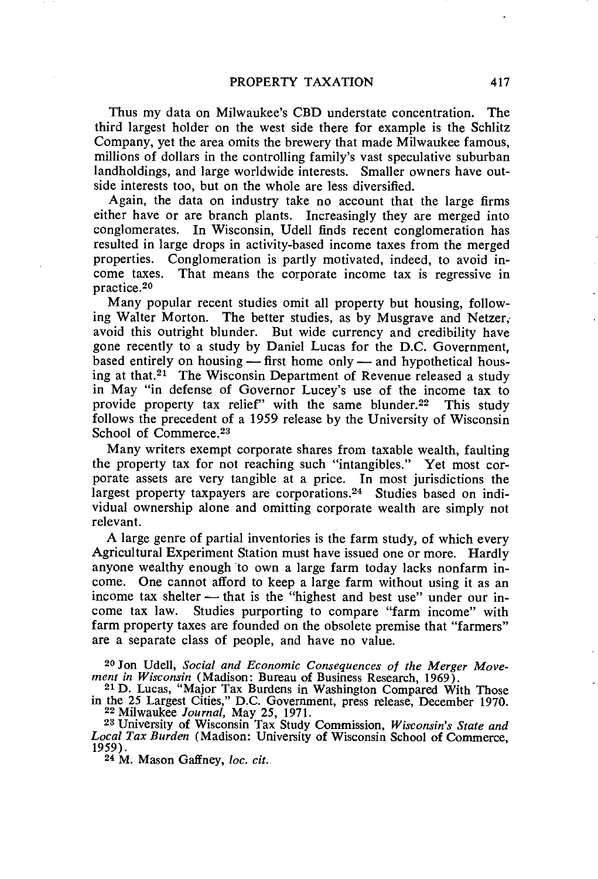Thus my data on Milwaukee's CBD understate concentration. The third largest holder on the west side there for example is the Schlitz Company, yet the area omits the brewery that made Milwaukee famous, millions of dollars in the controlling family's vast speculative suburban landholdings, and large worldwide interests. Smaller owners have outside interests too, but on the whole are less diversified.

Again, the data on industry take no account that the large firms either have or are branch plants. Increasingly they are merged into conglomerates. In Wisconsin, Udell finds recent conglomeration has resulted in large drops in activity-based income taxes from the merged properties. Conglomeration is partly motivated, indeed, to avoid income taxes. That means the corporate income tax is regressive in practice.[20]

Many popular recent studies omit all property but housing, following Walter Morton. The better studies, as by Musgrave and Netzer, avoid this outright blunder. But wide currency and credibility have gone recently to a study by Daniel Lucas for the D.C. Government, based entirely on housing — first home only — and hypothetical housing at that.[21] The Wisconsin Department of Revenue released a study in May "in defense of Governor Lucey's use of the income tax to provide property tax relief" with the same blunder.[22] This study follows the precedent of a 1959 release by the University of Wisconsin School of Commerce.[23]

Many writers exempt corporate shares from taxable wealth, faulting the property tax for not reaching such "intangibles." Yet most corporate assets are very tangible at a price. In most jurisdictions the largest property taxpayers are corporations.[24] Studies based on individual ownership alone and omitting corporate wealth are simply not relevant.

A large genre of partial inventories is the farm study, of which every Agricultural Experiment Station must have issued one or more. Hardly anyone wealthy enough to own a large farm today lacks nonfarm income. One cannot afford to keep a large farm without using it as an income tax shelter — that is the "highest and best use" under our income tax law. Studies purporting to compare "farm income" with farm property taxes are founded on the obsolete premise that "farmers" are a separate class of people, and have no value.

[20] Jon Udell, *Social and Economic Consequences of the Merger Movement in Wisconsin* (Madison: Bureau of Business Research, 1969).

[21] D. Lucas, "Major Tax Burdens in Washington Compared With Those in the 25 Largest Cities," D.C. Government, press release, December 1970.

[22] Milwaukee *Journal*, May 25, 1971.

[23] University of Wisconsin Tax Study Commission, *Wisconsin's State and Local Tax Burden* (Madison: University of Wisconsin School of Commerce, 1959).

[24] M. Mason Gaffney, *loc. cit.*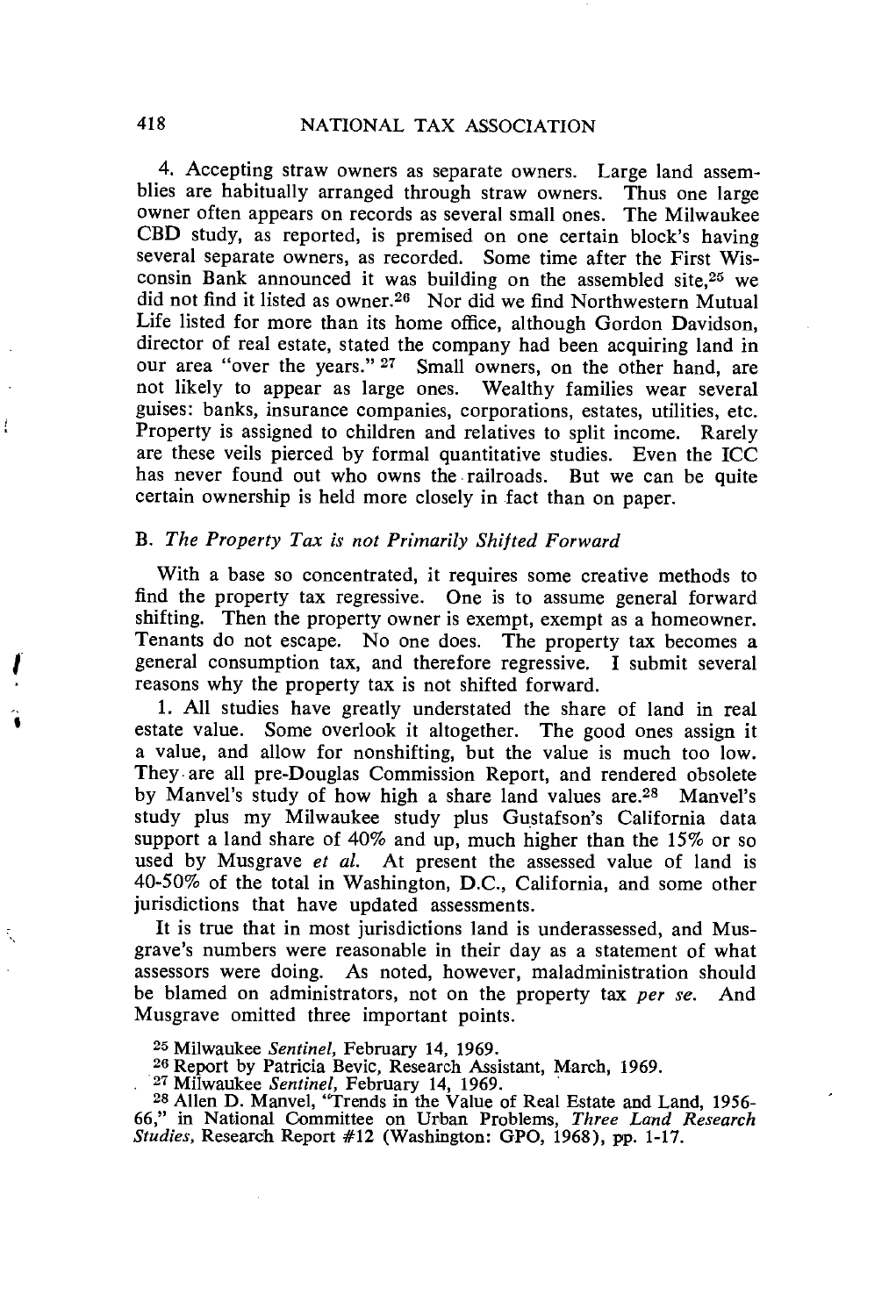4. Accepting straw owners as separate owners. Large land assemblies are habitually arranged through straw owners. Thus one large owner often appears on records as several small ones. The Milwaukee CBD study, as reported, is premised on one certain block's having several separate owners, as recorded. Some time after the First Wisconsin Bank announced it was building on the assembled site,[25] we did not find it listed as owner.[26] Nor did we find Northwestern Mutual Life listed for more than its home office, although Gordon Davidson, director of real estate, stated the company had been acquiring land in our area "over the years." [27] Small owners, on the other hand, are not likely to appear as large ones. Wealthy families wear several guises: banks, insurance companies, corporations, estates, utilities, etc. Property is assigned to children and relatives to split income. Rarely are these veils pierced by formal quantitative studies. Even the ICC has never found out who owns the railroads. But we can be quite certain ownership is held more closely in fact than on paper.

### B. *The Property Tax is not Primarily Shifted Forward*

With a base so concentrated, it requires some creative methods to find the property tax regressive. One is to assume general forward shifting. Then the property owner is exempt, exempt as a homeowner. Tenants do not escape. No one does. The property tax becomes a general consumption tax, and therefore regressive. I submit several reasons why the property tax is not shifted forward.

1. All studies have greatly understated the share of land in real estate value. Some overlook it altogether. The good ones assign it a value, and allow for nonshifting, but the value is much too low. They are all pre-Douglas Commission Report, and rendered obsolete by Manvel's study of how high a share land values are.[28] Manvel's study plus my Milwaukee study plus Gustafson's California data support a land share of 40% and up, much higher than the 15% or so used by Musgrave *et al.* At present the assessed value of land is 40-50% of the total in Washington, D.C., California, and some other jurisdictions that have updated assessments.

It is true that in most jurisdictions land is underassessed, and Musgrave's numbers were reasonable in their day as a statement of what assessors were doing. As noted, however, maladministration should be blamed on administrators, not on the property tax *per se*. And Musgrave omitted three important points.

[25] Milwaukee *Sentinel*, February 14, 1969.

[26] Report by Patricia Bevic, Research Assistant, March, 1969.

[27] Milwaukee *Sentinel*, February 14, 1969.

[28] Allen D. Manvel, "Trends in the Value of Real Estate and Land, 1956-66," in National Committee on Urban Problems, *Three Land Research Studies*, Research Report #12 (Washington: GPO, 1968), pp. 1-17.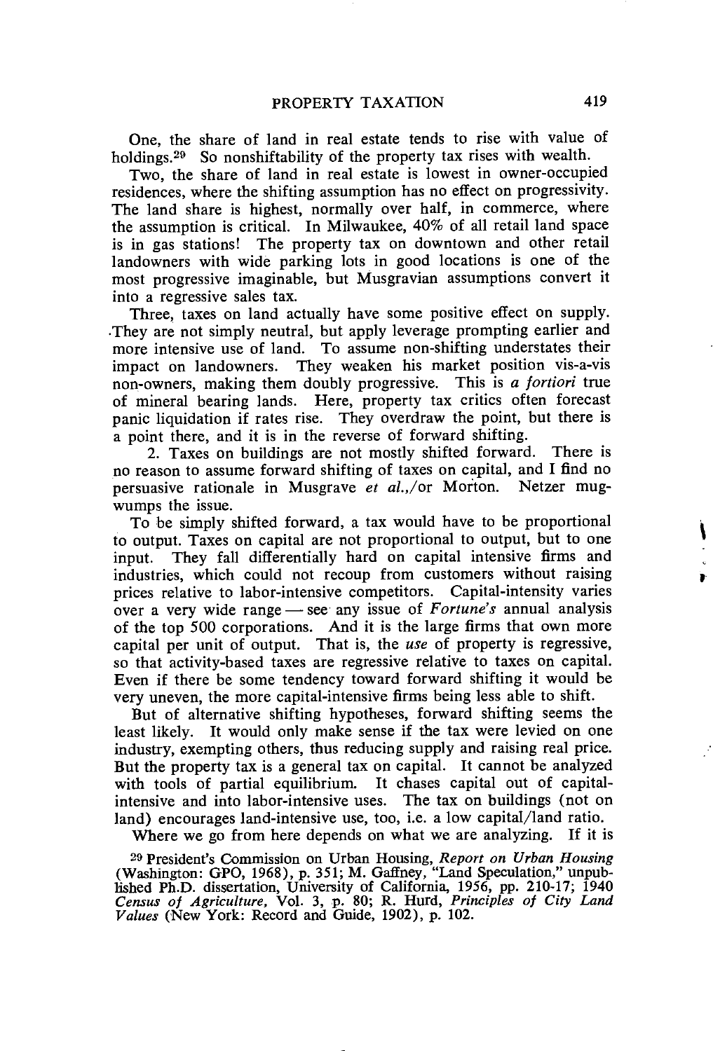One, the share of land in real estate tends to rise with value of holdings.[29] So nonshiftability of the property tax rises with wealth.

Two, the share of land in real estate is lowest in owner-occupied residences, where the shifting assumption has no effect on progressivity. The land share is highest, normally over half, in commerce, where the assumption is critical. In Milwaukee, 40% of all retail land space is in gas stations! The property tax on downtown and other retail landowners with wide parking lots in good locations is one of the most progressive imaginable, but Musgravian assumptions convert it into a regressive sales tax.

Three, taxes on land actually have some positive effect on supply. They are not simply neutral, but apply leverage prompting earlier and more intensive use of land. To assume non-shifting understates their impact on landowners. They weaken his market position vis-a-vis non-owners, making them doubly progressive. This is *a fortiori* true of mineral bearing lands. Here, property tax critics often forecast panic liquidation if rates rise. They overdraw the point, but there is a point there, and it is in the reverse of forward shifting.

2. Taxes on buildings are not mostly shifted forward. There is no reason to assume forward shifting of taxes on capital, and I find no persuasive rationale in Musgrave *et al.*,/or Morton. Netzer mugwumps the issue.

To be simply shifted forward, a tax would have to be proportional to output. Taxes on capital are not proportional to output, but to one input. They fall differentially hard on capital intensive firms and industries, which could not recoup from customers without raising prices relative to labor-intensive competitors. Capital-intensity varies over a very wide range — see any issue of *Fortune's* annual analysis of the top 500 corporations. And it is the large firms that own more capital per unit of output. That is, the *use* of property is regressive, so that activity-based taxes are regressive relative to taxes on capital. Even if there be some tendency toward forward shifting it would be very uneven, the more capital-intensive firms being less able to shift.

But of alternative shifting hypotheses, forward shifting seems the least likely. It would only make sense if the tax were levied on one industry, exempting others, thus reducing supply and raising real price. But the property tax is a general tax on capital. It cannot be analyzed with tools of partial equilibrium. It chases capital out of capital-intensive and into labor-intensive uses. The tax on buildings (not on land) encourages land-intensive use, too, i.e. a low capital/land ratio.

Where we go from here depends on what we are analyzing. If it is

[29] President's Commission on Urban Housing, *Report on Urban Housing* (Washington: GPO, 1968), p. 351; M. Gaffney, "Land Speculation," unpublished Ph.D. dissertation, University of California, 1956, pp. 210-17; 1940 *Census of Agriculture*, Vol. 3, p. 80; R. Hurd, *Principles of City Land Values* (New York: Record and Guide, 1902), p. 102.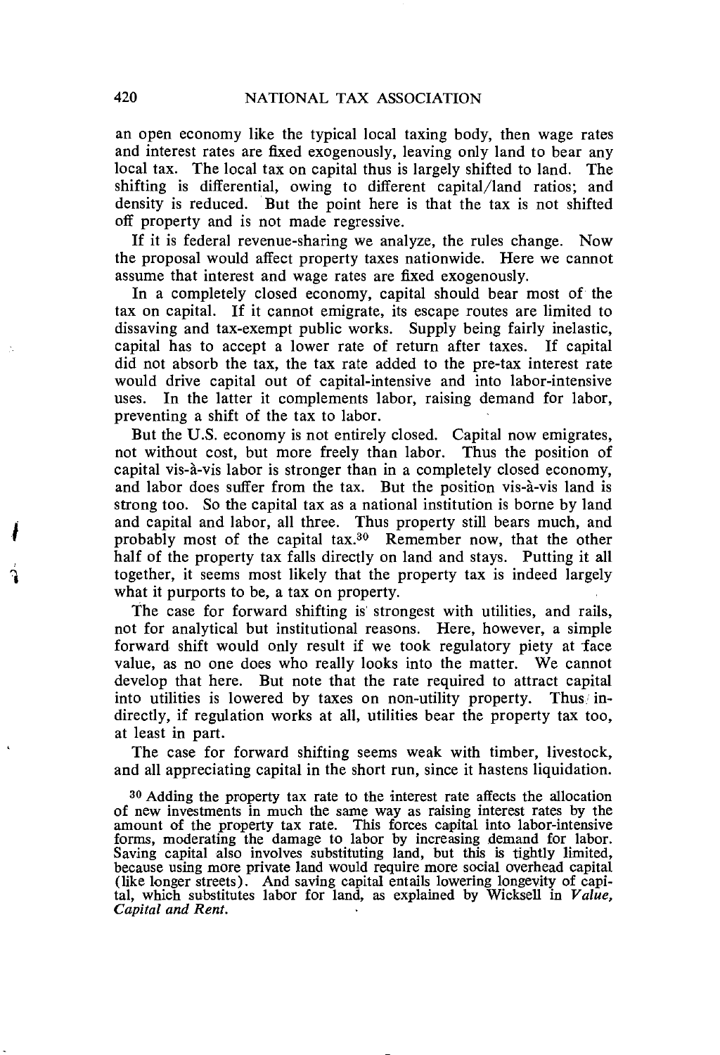an open economy like the typical local taxing body, then wage rates and interest rates are fixed exogenously, leaving only land to bear any local tax. The local tax on capital thus is largely shifted to land. The shifting is differential, owing to different capital/land ratios; and density is reduced. But the point here is that the tax is not shifted off property and is not made regressive.

If it is federal revenue-sharing we analyze, the rules change. Now the proposal would affect property taxes nationwide. Here we cannot assume that interest and wage rates are fixed exogenously.

In a completely closed economy, capital should bear most of the tax on capital. If it cannot emigrate, its escape routes are limited to dissaving and tax-exempt public works. Supply being fairly inelastic, capital has to accept a lower rate of return after taxes. If capital did not absorb the tax, the tax rate added to the pre-tax interest rate would drive capital out of capital-intensive and into labor-intensive uses. In the latter it complements labor, raising demand for labor, preventing a shift of the tax to labor.

But the U.S. economy is not entirely closed. Capital now emigrates, not without cost, but more freely than labor. Thus the position of capital vis-à-vis labor is stronger than in a completely closed economy, and labor does suffer from the tax. But the position vis-à-vis land is strong too. So the capital tax as a national institution is borne by land and capital and labor, all three. Thus property still bears much, and probably most of the capital tax.[30] Remember now, that the other half of the property tax falls directly on land and stays. Putting it all together, it seems most likely that the property tax is indeed largely what it purports to be, a tax on property.

The case for forward shifting is strongest with utilities, and rails, not for analytical but institutional reasons. Here, however, a simple forward shift would only result if we took regulatory piety at face value, as no one does who really looks into the matter. We cannot develop that here. But note that the rate required to attract capital into utilities is lowered by taxes on non-utility property. Thus indirectly, if regulation works at all, utilities bear the property tax too, at least in part.

The case for forward shifting seems weak with timber, livestock, and all appreciating capital in the short run, since it hastens liquidation.

[30] Adding the property tax rate to the interest rate affects the allocation of new investments in much the same way as raising interest rates by the amount of the property tax rate. This forces capital into labor-intensive forms, moderating the damage to labor by increasing demand for labor. Saving capital also involves substituting land, but this is tightly limited, because using more private land would require more social overhead capital (like longer streets). And saving capital entails lowering longevity of capital, which substitutes labor for land, as explained by Wicksell in *Value, Capital and Rent*.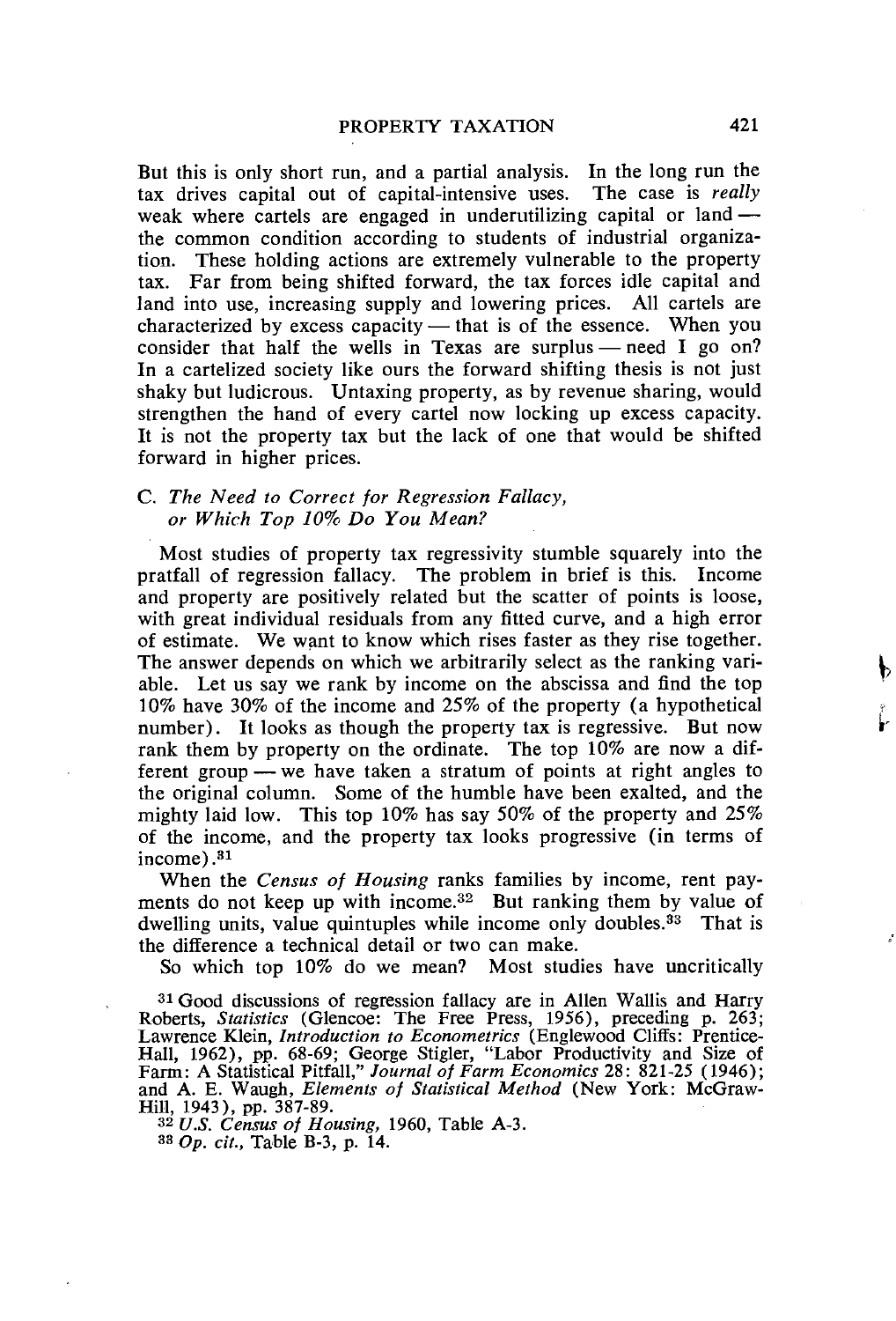But this is only short run, and a partial analysis. In the long run the tax drives capital out of capital-intensive uses. The case is *really* weak where cartels are engaged in underutilizing capital or land — the common condition according to students of industrial organization. These holding actions are extremely vulnerable to the property tax. Far from being shifted forward, the tax forces idle capital and land into use, increasing supply and lowering prices. All cartels are characterized by excess capacity — that is of the essence. When you consider that half the wells in Texas are surplus — need I go on? In a cartelized society like ours the forward shifting thesis is not just shaky but ludicrous. Untaxing property, as by revenue sharing, would strengthen the hand of every cartel now locking up excess capacity. It is not the property tax but the lack of one that would be shifted forward in higher prices.

### C. *The Need to Correct for Regression Fallacy, or Which Top 10% Do You Mean?*

Most studies of property tax regressivity stumble squarely into the pratfall of regression fallacy. The problem in brief is this. Income and property are positively related but the scatter of points is loose, with great individual residuals from any fitted curve, and a high error of estimate. We want to know which rises faster as they rise together. The answer depends on which we arbitrarily select as the ranking variable. Let us say we rank by income on the abscissa and find the top 10% have 30% of the income and 25% of the property (a hypothetical number). It looks as though the property tax is regressive. But now rank them by property on the ordinate. The top 10% are now a different group — we have taken a stratum of points at right angles to the original column. Some of the humble have been exalted, and the mighty laid low. This top 10% has say 50% of the property and 25% of the income, and the property tax looks progressive (in terms of income).[31]

When the *Census of Housing* ranks families by income, rent payments do not keep up with income.[32] But ranking them by value of dwelling units, value quintuples while income only doubles.[33] That is the difference a technical detail or two can make.

So which top 10% do we mean? Most studies have uncritically

[31] Good discussions of regression fallacy are in Allen Wallis and Harry Roberts, *Statistics* (Glencoe: The Free Press, 1956), preceding p. 263; Lawrence Klein, *Introduction to Econometrics* (Englewood Cliffs: Prentice-Hall, 1962), pp. 68-69; George Stigler, "Labor Productivity and Size of Farm: A Statistical Pitfall," *Journal of Farm Economics* 28: 821-25 (1946); and A. E. Waugh, *Elements of Statistical Method* (New York: McGraw-Hill, 1943), pp. 387-89.

[32] *U.S. Census of Housing*, 1960, Table A-3.

[33] *Op. cit.*, Table B-3, p. 14.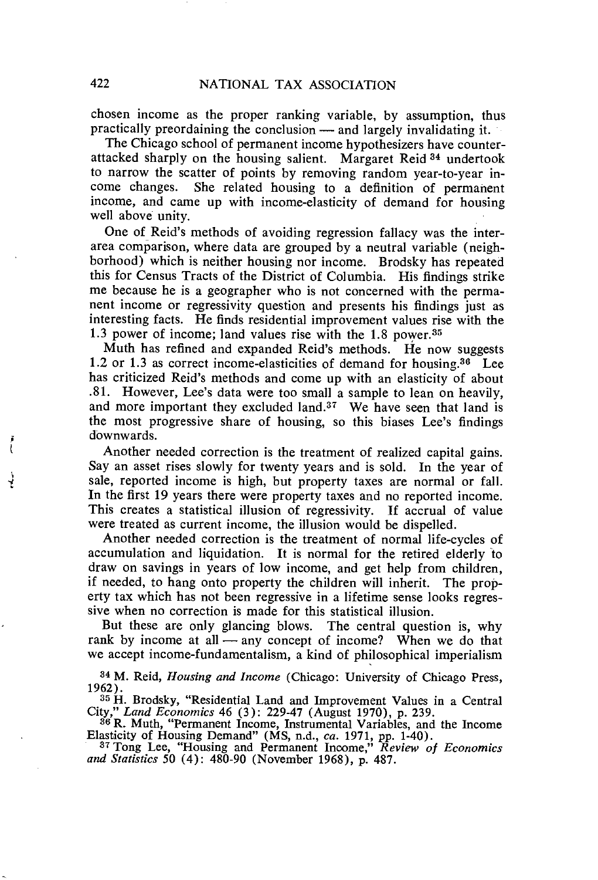chosen income as the proper ranking variable, by assumption, thus practically preordaining the conclusion — and largely invalidating it.

The Chicago school of permanent income hypothesizers have counter-attacked sharply on the housing salient. Margaret Reid [34] undertook to narrow the scatter of points by removing random year-to-year income changes. She related housing to a definition of permanent income, and came up with income-elasticity of demand for housing well above unity.

One of Reid's methods of avoiding regression fallacy was the inter-area comparison, where data are grouped by a neutral variable (neighborhood) which is neither housing nor income. Brodsky has repeated this for Census Tracts of the District of Columbia. His findings strike me because he is a geographer who is not concerned with the permanent income or regressivity question and presents his findings just as interesting facts. He finds residential improvement values rise with the 1.3 power of income; land values rise with the 1.8 power.[35]

Muth has refined and expanded Reid's methods. He now suggests 1.2 or 1.3 as correct income-elasticities of demand for housing.[36] Lee has criticized Reid's methods and come up with an elasticity of about .81. However, Lee's data were too small a sample to lean on heavily, and more important they excluded land.[37] We have seen that land is the most progressive share of housing, so this biases Lee's findings downwards.

Another needed correction is the treatment of realized capital gains. Say an asset rises slowly for twenty years and is sold. In the year of sale, reported income is high, but property taxes are normal or fall. In the first 19 years there were property taxes and no reported income. This creates a statistical illusion of regressivity. If accrual of value were treated as current income, the illusion would be dispelled.

Another needed correction is the treatment of normal life-cycles of accumulation and liquidation. It is normal for the retired elderly to draw on savings in years of low income, and get help from children, if needed, to hang onto property the children will inherit. The property tax which has not been regressive in a lifetime sense looks regressive when no correction is made for this statistical illusion.

But these are only glancing blows. The central question is, why rank by income at all — any concept of income? When we do that we accept income-fundamentalism, a kind of philosophical imperialism

[34] M. Reid, *Housing and Income* (Chicago: University of Chicago Press, 1962).

[35] H. Brodsky, "Residential Land and Improvement Values in a Central City," *Land Economics* 46 (3): 229-47 (August 1970), p. 239.

[36] R. Muth, "Permanent Income, Instrumental Variables, and the Income Elasticity of Housing Demand" (MS, n.d., *ca.* 1971, pp. 1-40).

[37] Tong Lee, "Housing and Permanent Income," *Review of Economics and Statistics* 50 (4): 480-90 (November 1968), p. 487.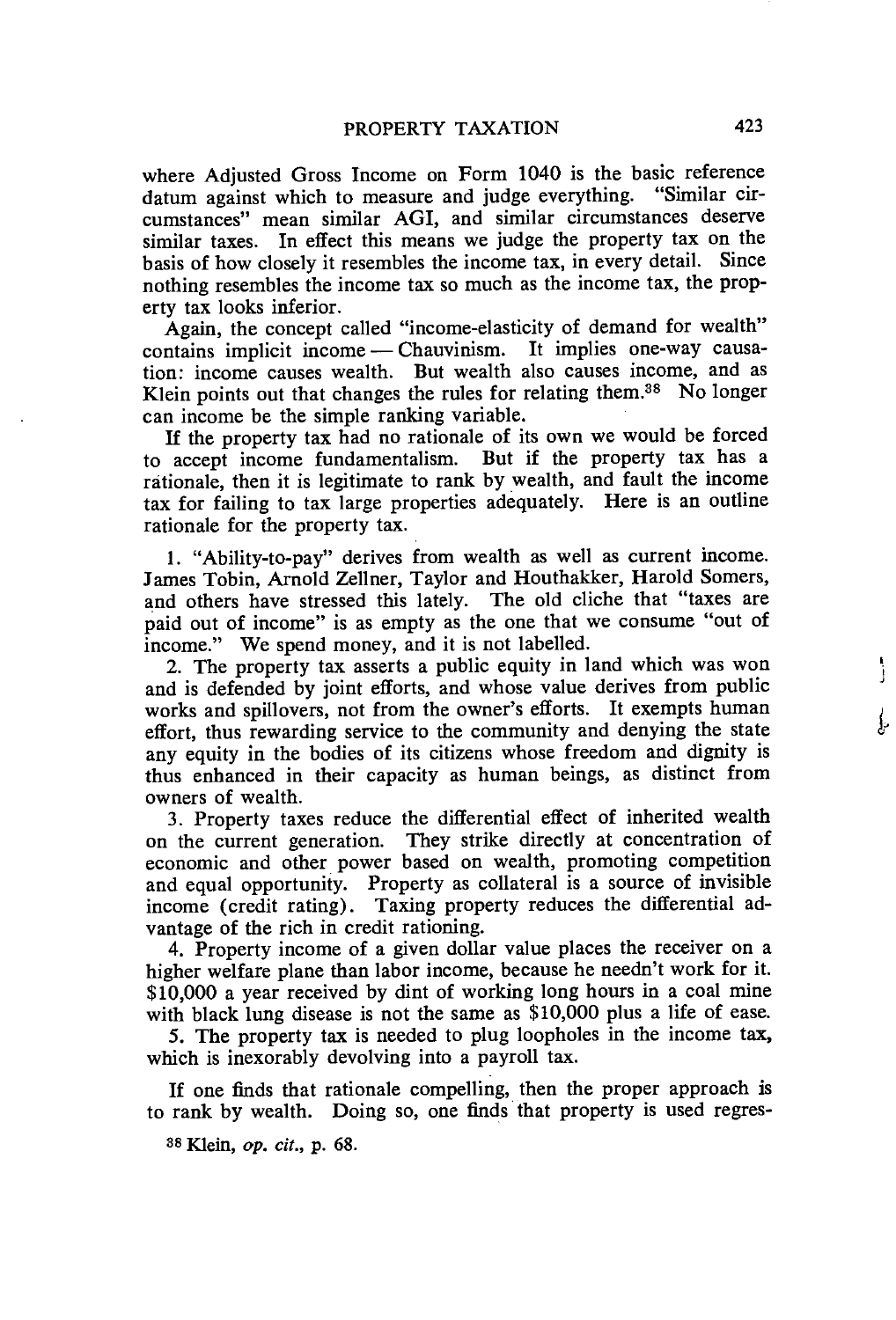where Adjusted Gross Income on Form 1040 is the basic reference datum against which to measure and judge everything. "Similar circumstances" mean similar AGI, and similar circumstances deserve similar taxes. In effect this means we judge the property tax on the basis of how closely it resembles the income tax, in every detail. Since nothing resembles the income tax so much as the income tax, the property tax looks inferior.

Again, the concept called "income-elasticity of demand for wealth" contains implicit income — Chauvinism. It implies one-way causation: income causes wealth. But wealth also causes income, and as Klein points out that changes the rules for relating them.[38] No longer can income be the simple ranking variable.

If the property tax had no rationale of its own we would be forced to accept income fundamentalism. But if the property tax has a rationale, then it is legitimate to rank by wealth, and fault the income tax for failing to tax large properties adequately. Here is an outline rationale for the property tax.

1. "Ability-to-pay" derives from wealth as well as current income. James Tobin, Arnold Zellner, Taylor and Houthakker, Harold Somers, and others have stressed this lately. The old cliche that "taxes are paid out of income" is as empty as the one that we consume "out of income." We spend money, and it is not labelled.

2. The property tax asserts a public equity in land which was won and is defended by joint efforts, and whose value derives from public works and spillovers, not from the owner's efforts. It exempts human effort, thus rewarding service to the community and denying the state any equity in the bodies of its citizens whose freedom and dignity is thus enhanced in their capacity as human beings, as distinct from owners of wealth.

3. Property taxes reduce the differential effect of inherited wealth on the current generation. They strike directly at concentration of economic and other power based on wealth, promoting competition and equal opportunity. Property as collateral is a source of invisible income (credit rating). Taxing property reduces the differential advantage of the rich in credit rationing.

4. Property income of a given dollar value places the receiver on a higher welfare plane than labor income, because he needn't work for it. $10,000 a year received by dint of working long hours in a coal mine with black lung disease is not the same as $10,000 plus a life of ease.

5. The property tax is needed to plug loopholes in the income tax, which is inexorably devolving into a payroll tax.

If one finds that rationale compelling, then the proper approach is to rank by wealth. Doing so, one finds that property is used regres-

[38] Klein, *op. cit.*, p. 68.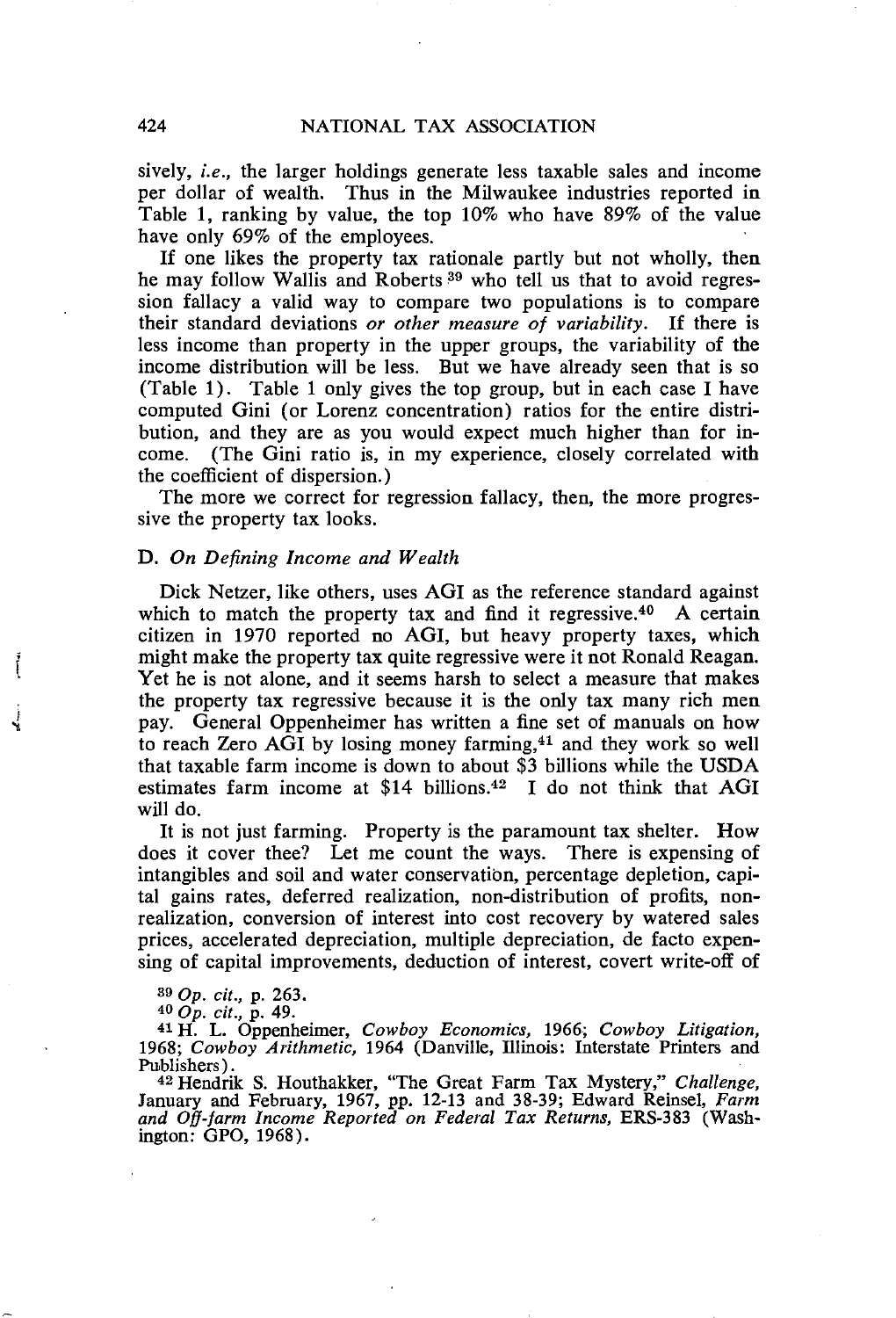sively, *i.e.*, the larger holdings generate less taxable sales and income per dollar of wealth. Thus in the Milwaukee industries reported in Table 1, ranking by value, the top 10% who have 89% of the value have only 69% of the employees.

If one likes the property tax rationale partly but not wholly, then he may follow Wallis and Roberts [39] who tell us that to avoid regression fallacy a valid way to compare two populations is to compare their standard deviations *or other measure of variability*. If there is less income than property in the upper groups, the variability of the income distribution will be less. But we have already seen that is so (Table 1). Table 1 only gives the top group, but in each case I have computed Gini (or Lorenz concentration) ratios for the entire distribution, and they are as you would expect much higher than for income. (The Gini ratio is, in my experience, closely correlated with the coefficient of dispersion.)

The more we correct for regression fallacy, then, the more progressive the property tax looks.

### D. *On Defining Income and Wealth*

Dick Netzer, like others, uses AGI as the reference standard against which to match the property tax and find it regressive.[40] A certain citizen in 1970 reported no AGI, but heavy property taxes, which might make the property tax quite regressive were it not Ronald Reagan. Yet he is not alone, and it seems harsh to select a measure that makes the property tax regressive because it is the only tax many rich men pay. General Oppenheimer has written a fine set of manuals on how to reach Zero AGI by losing money farming,[41] and they work so well that taxable farm income is down to about $3 billions while the USDA estimates farm income at $14 billions.[42] I do not think that AGI will do.

It is not just farming. Property is the paramount tax shelter. How does it cover thee? Let me count the ways. There is expensing of intangibles and soil and water conservation, percentage depletion, capital gains rates, deferred realization, non-distribution of profits, nonrealization, conversion of interest into cost recovery by watered sales prices, accelerated depreciation, multiple depreciation, de facto expensing of capital improvements, deduction of interest, covert write-off of

[39] *Op. cit.*, p. 263.

[40] *Op. cit.*, p. 49.

[41] H. L. Oppenheimer, *Cowboy Economics*, 1966; *Cowboy Litigation*, 1968; *Cowboy Arithmetic*, 1964 (Danville, Illinois: Interstate Printers and Publishers).

[42] Hendrik S. Houthakker, "The Great Farm Tax Mystery," *Challenge*, January and February, 1967, pp. 12-13 and 38-39; Edward Reinsel, *Farm and Off-farm Income Reported on Federal Tax Returns*, ERS-383 (Washington: GPO, 1968).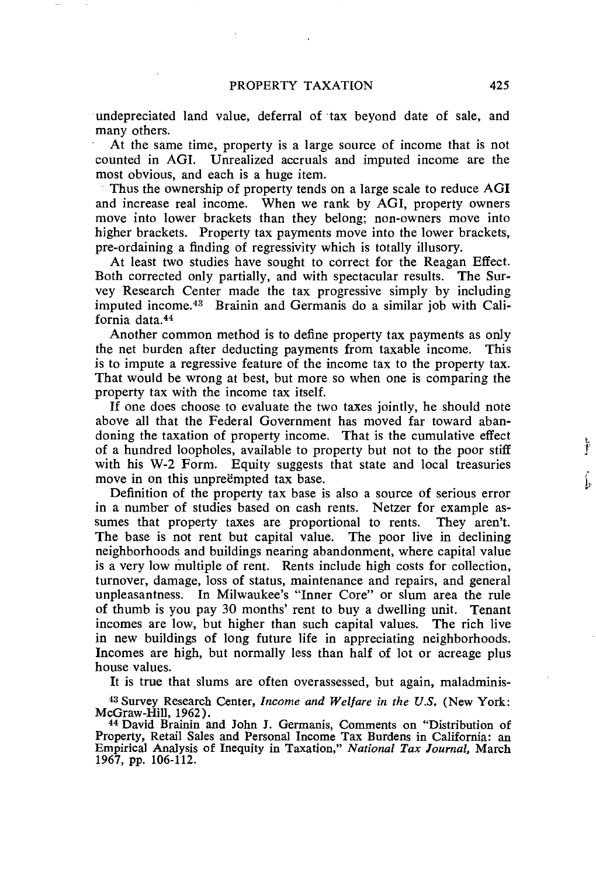undepreciated land value, deferral of tax beyond date of sale, and many others.

At the same time, property is a large source of income that is not counted in AGI. Unrealized accruals and imputed income are the most obvious, and each is a huge item.

Thus the ownership of property tends on a large scale to reduce AGI and increase real income. When we rank by AGI, property owners move into lower brackets than they belong; non-owners move into higher brackets. Property tax payments move into the lower brackets, pre-ordaining a finding of regressivity which is totally illusory.

At least two studies have sought to correct for the Reagan Effect. Both corrected only partially, and with spectacular results. The Survey Research Center made the tax progressive simply by including imputed income.[43] Brainin and Germanis do a similar job with California data.[44]

Another common method is to define property tax payments as only the net burden after deducting payments from taxable income. This is to impute a regressive feature of the income tax to the property tax. That would be wrong at best, but more so when one is comparing the property tax with the income tax itself.

If one does choose to evaluate the two taxes jointly, he should note above all that the Federal Government has moved far toward abandoning the taxation of property income. That is the cumulative effect of a hundred loopholes, available to property but not to the poor stiff with his W-2 Form. Equity suggests that state and local treasuries move in on this unpreëmpted tax base.

Definition of the property tax base is also a source of serious error in a number of studies based on cash rents. Netzer for example assumes that property taxes are proportional to rents. They aren't. The base is not rent but capital value. The poor live in declining neighborhoods and buildings nearing abandonment, where capital value is a very low multiple of rent. Rents include high costs for collection, turnover, damage, loss of status, maintenance and repairs, and general unpleasantness. In Milwaukee's "Inner Core" or slum area the rule of thumb is you pay 30 months' rent to buy a dwelling unit. Tenant incomes are low, but higher than such capital values. The rich live in new buildings of long future life in appreciating neighborhoods. Incomes are high, but normally less than half of lot or acreage plus house values.

It is true that slums are often overassessed, but again, maladminis-

[43] Survey Research Center, *Income and Welfare in the U.S.* (New York: McGraw-Hill, 1962).

[44] David Brainin and John J. Germanis, Comments on "Distribution of Property, Retail Sales and Personal Income Tax Burdens in California: an Empirical Analysis of Inequity in Taxation," *National Tax Journal,* March 1967, pp. 106-112.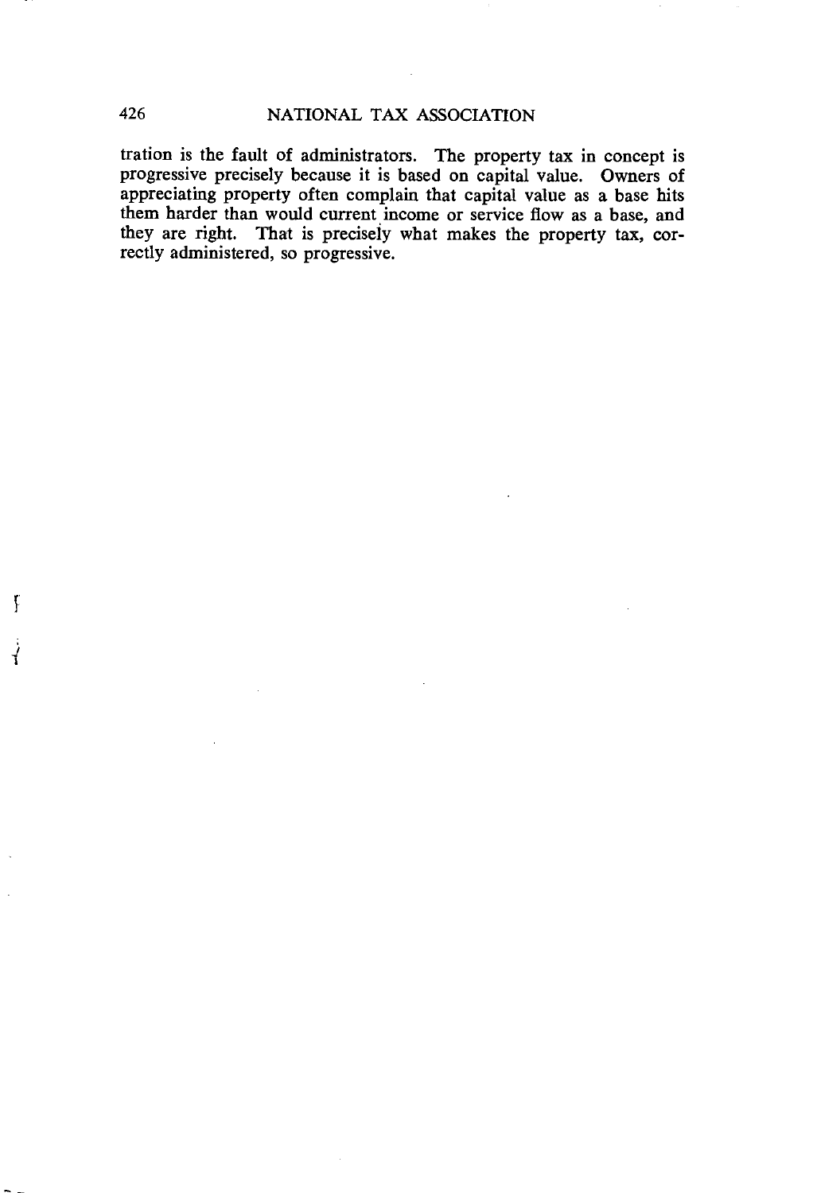tration is the fault of administrators. The property tax in concept is progressive precisely because it is based on capital value. Owners of appreciating property often complain that capital value as a base hits them harder than would current income or service flow as a base, and they are right. That is precisely what makes the property tax, correctly administered, so progressive.